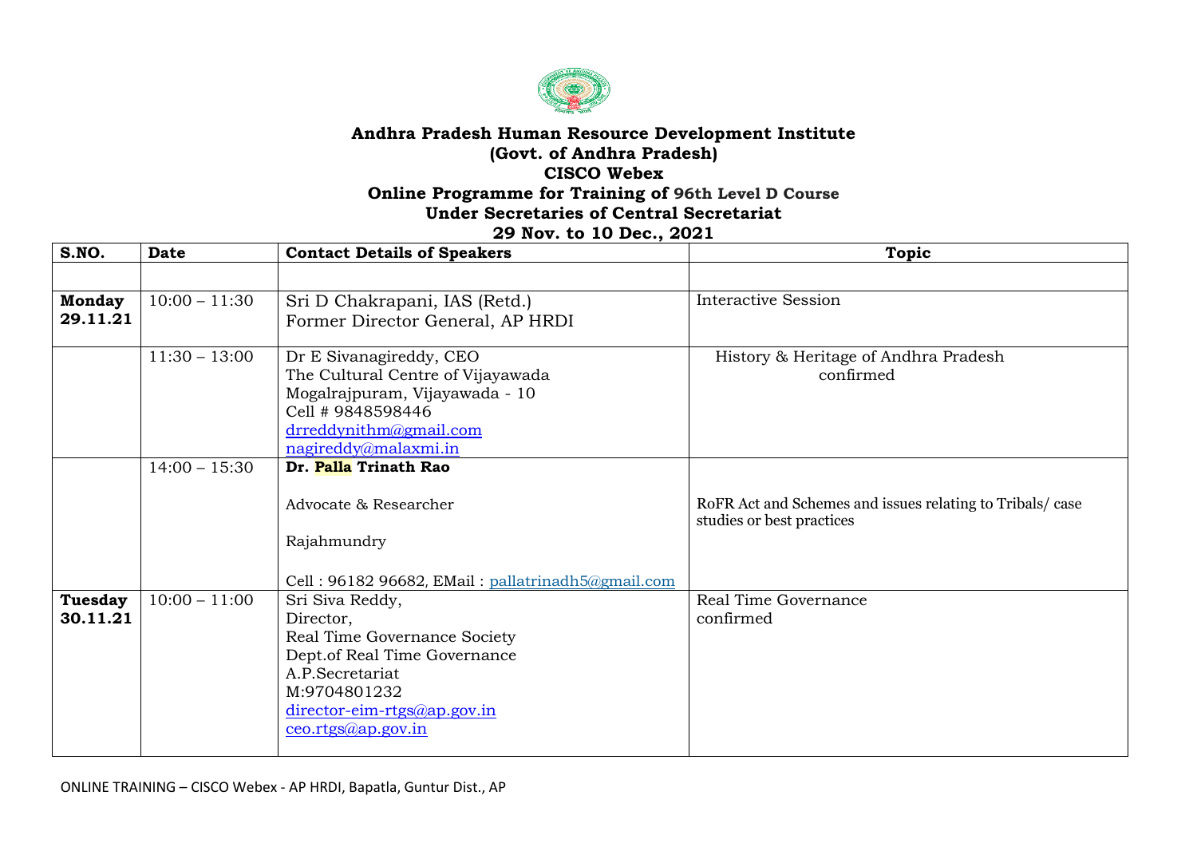**Andhra Pradesh Human Resource Development Institute**
**(Govt. of Andhra Pradesh)**
**CISCO Webex**
**Online Programme for Training of 96th Level D Course**
**Under Secretaries of Central Secretariat**
**29 Nov. to 10 Dec., 2021**

| S.NO. | Date | Contact Details of Speakers | Topic |
|---|---|---|---|
| | | | |
| **Monday 29.11.21** | 10:00 – 11:30 | Sri D Chakrapani, IAS (Retd.)<br>Former Director General, AP HRDI | Interactive Session |
| | 11:30 – 13:00 | Dr E Sivanagireddy, CEO<br>The Cultural Centre of Vijayawada<br>Mogalrajpuram, Vijayawada - 10<br>Cell # 9848598446<br>drreddynithm@gmail.com<br>nagireddy@malaxmi.in | History & Heritage of Andhra Pradesh<br>confirmed |
| | 14:00 – 15:30 | **Dr. Palla Trinath Rao**<br><br>Advocate & Researcher<br><br>Rajahmundry<br><br>Cell : 96182 96682, EMail : pallatrinadh5@gmail.com | RoFR Act and Schemes and issues relating to Tribals/ case studies or best practices |
| **Tuesday 30.11.21** | 10:00 – 11:00 | Sri Siva Reddy,<br>Director,<br>Real Time Governance Society<br>Dept.of Real Time Governance<br>A.P.Secretariat<br>M:9704801232<br>director-eim-rtgs@ap.gov.in<br>ceo.rtgs@ap.gov.in | Real Time Governance<br>confirmed |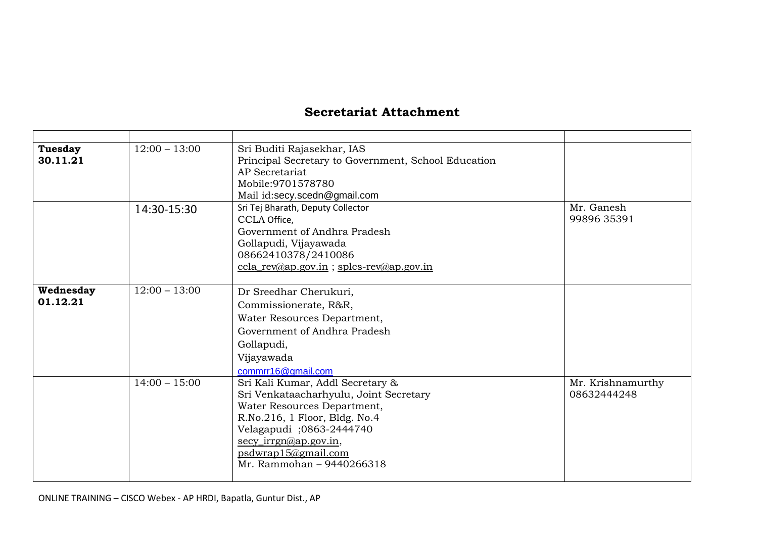## Secretariat Attachment

| | | | |
|---|---|---|---|
| **Tuesday 30.11.21** | 12:00 – 13:00 | Sri Buditi Rajasekhar, IAS<br>Principal Secretary to Government, School Education<br>AP Secretariat<br>Mobile:9701578780<br>Mail id:secy.scedn@gmail.com | |
| | 14:30-15:30 | Sri Tej Bharath, Deputy Collector<br>CCLA Office,<br>Government of Andhra Pradesh<br>Gollapudi, Vijayawada<br>08662410378/2410086<br>ccla_rev@ap.gov.in ; splcs-rev@ap.gov.in | Mr. Ganesh<br>99896 35391 |
| **Wednesday 01.12.21** | 12:00 – 13:00 | Dr Sreedhar Cherukuri,<br>Commissionerate, R&R,<br>Water Resources Department,<br>Government of Andhra Pradesh<br>Gollapudi,<br>Vijayawada<br>commrr16@gmail.com | |
| | 14:00 – 15:00 | Sri Kali Kumar, Addl Secretary &<br>Sri Venkataacharhyulu, Joint Secretary<br>Water Resources Department,<br>R.No.216, 1 Floor, Bldg. No.4<br>Velagapudi ;0863-2444740<br>secy_irrgn@ap.gov.in,<br>psdwrap15@gmail.com<br>Mr. Rammohan – 9440266318 | Mr. Krishnamurthy<br>08632444248 |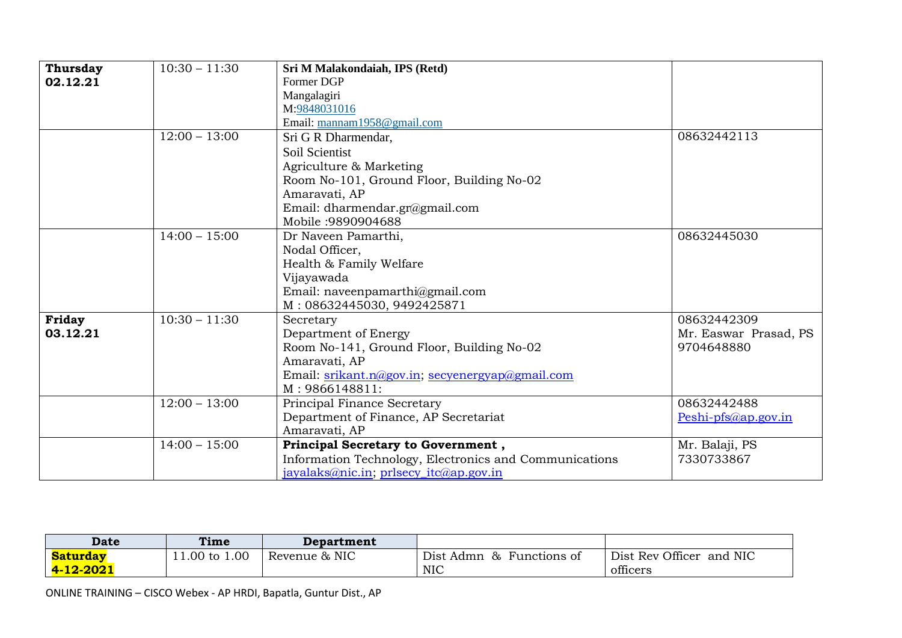| | | | |
|---|---|---|---|
| **Thursday 02.12.21** | 10:30 – 11:30 | **Sri M Malakondaiah, IPS (Retd)**<br>Former DGP<br>Mangalagiri<br>M:9848031016<br>Email: mannam1958@gmail.com | |
| | 12:00 – 13:00 | Sri G R Dharmendar,<br>Soil Scientist<br>Agriculture & Marketing<br>Room No-101, Ground Floor, Building No-02<br>Amaravati, AP<br>Email: dharmendar.gr@gmail.com<br>Mobile :9890904688 | 08632442113 |
| | 14:00 – 15:00 | Dr Naveen Pamarthi,<br>Nodal Officer,<br>Health & Family Welfare<br>Vijayawada<br>Email: naveenpamarthi@gmail.com<br>M : 08632445030, 9492425871 | 08632445030 |
| **Friday 03.12.21** | 10:30 – 11:30 | Secretary<br>Department of Energy<br>Room No-141, Ground Floor, Building No-02<br>Amaravati, AP<br>Email: srikant.n@gov.in; secyenergyap@gmail.com<br>M : 9866148811: | 08632442309<br>Mr. Easwar Prasad, PS<br>9704648880 |
| | 12:00 – 13:00 | Principal Finance Secretary<br>Department of Finance, AP Secretariat<br>Amaravati, AP | 08632442488<br>Peshi-pfs@ap.gov.in |
| | 14:00 – 15:00 | **Principal Secretary to Government ,**<br>Information Technology, Electronics and Communications<br>jayalaks@nic.in; prlsecy_itc@ap.gov.in | Mr. Balaji, PS<br>7330733867 |

| Date | Time | Department | | |
|---|---|---|---|---|
| **Saturday 4-12-2021** | 11.00 to 1.00 | Revenue & NIC | Dist Admn & Functions of NIC | Dist Rev Officer and NIC officers |

ONLINE TRAINING – CISCO Webex - AP HRDI, Bapatla, Guntur Dist., AP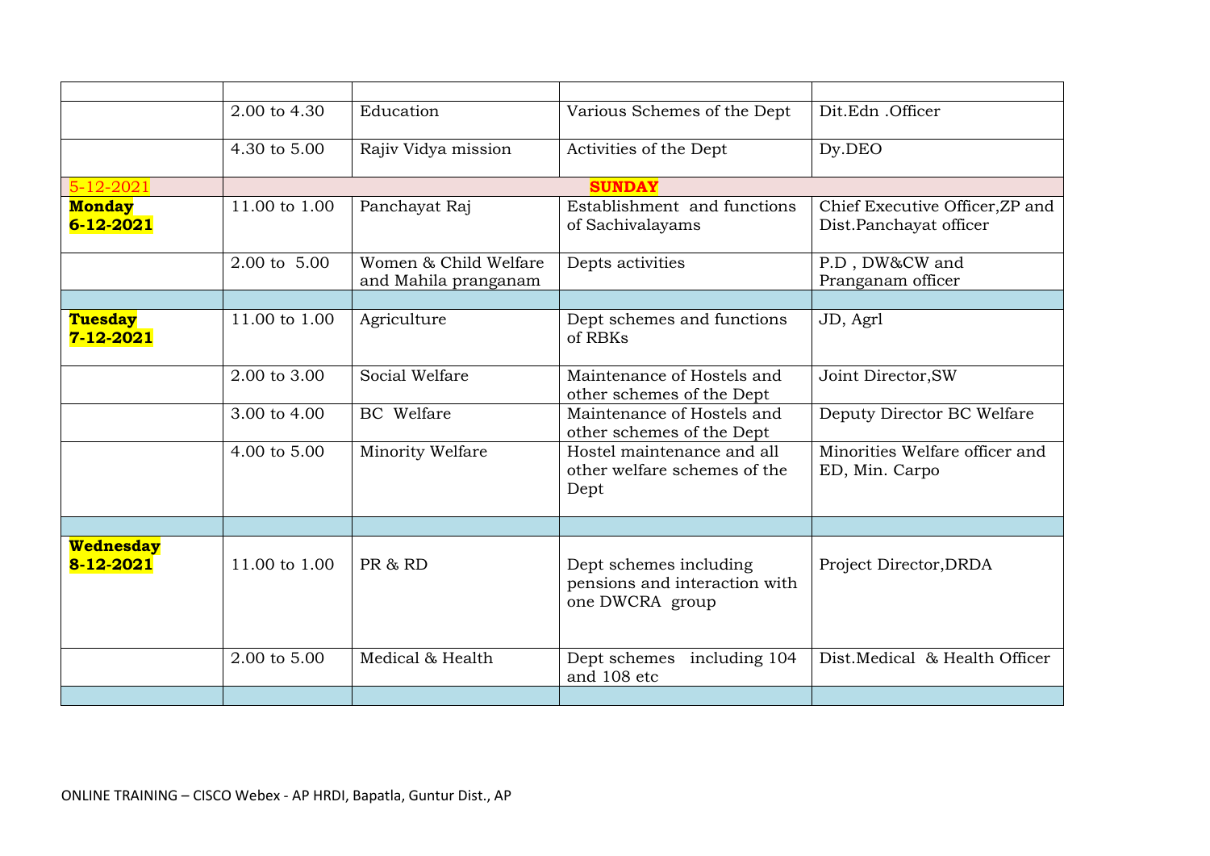| | | | | |
|---|---|---|---|---|
| | 2.00 to 4.30 | Education | Various Schemes of the Dept | Dit.Edn .Officer |
| | 4.30 to 5.00 | Rajiv Vidya mission | Activities of the Dept | Dy.DEO |
| 5-12-2021 | **SUNDAY** | | | |
| **Monday 6-12-2021** | 11.00 to 1.00 | Panchayat Raj | Establishment and functions of Sachivalayams | Chief Executive Officer,ZP and Dist.Panchayat officer |
| | 2.00 to 5.00 | Women & Child Welfare and Mahila pranganam | Depts activities | P.D , DW&CW and Pranganam officer |
| | | | | |
| **Tuesday 7-12-2021** | 11.00 to 1.00 | Agriculture | Dept schemes and functions of RBKs | JD, Agrl |
| | 2.00 to 3.00 | Social Welfare | Maintenance of Hostels and other schemes of the Dept | Joint Director,SW |
| | 3.00 to 4.00 | BC Welfare | Maintenance of Hostels and other schemes of the Dept | Deputy Director BC Welfare |
| | 4.00 to 5.00 | Minority Welfare | Hostel maintenance and all other welfare schemes of the Dept | Minorities Welfare officer and ED, Min. Carpo |
| | | | | |
| **Wednesday 8-12-2021** | 11.00 to 1.00 | PR & RD | Dept schemes including pensions and interaction with one DWCRA group | Project Director,DRDA |
| | 2.00 to 5.00 | Medical & Health | Dept schemes including 104 and 108 etc | Dist.Medical & Health Officer |
| | | | | |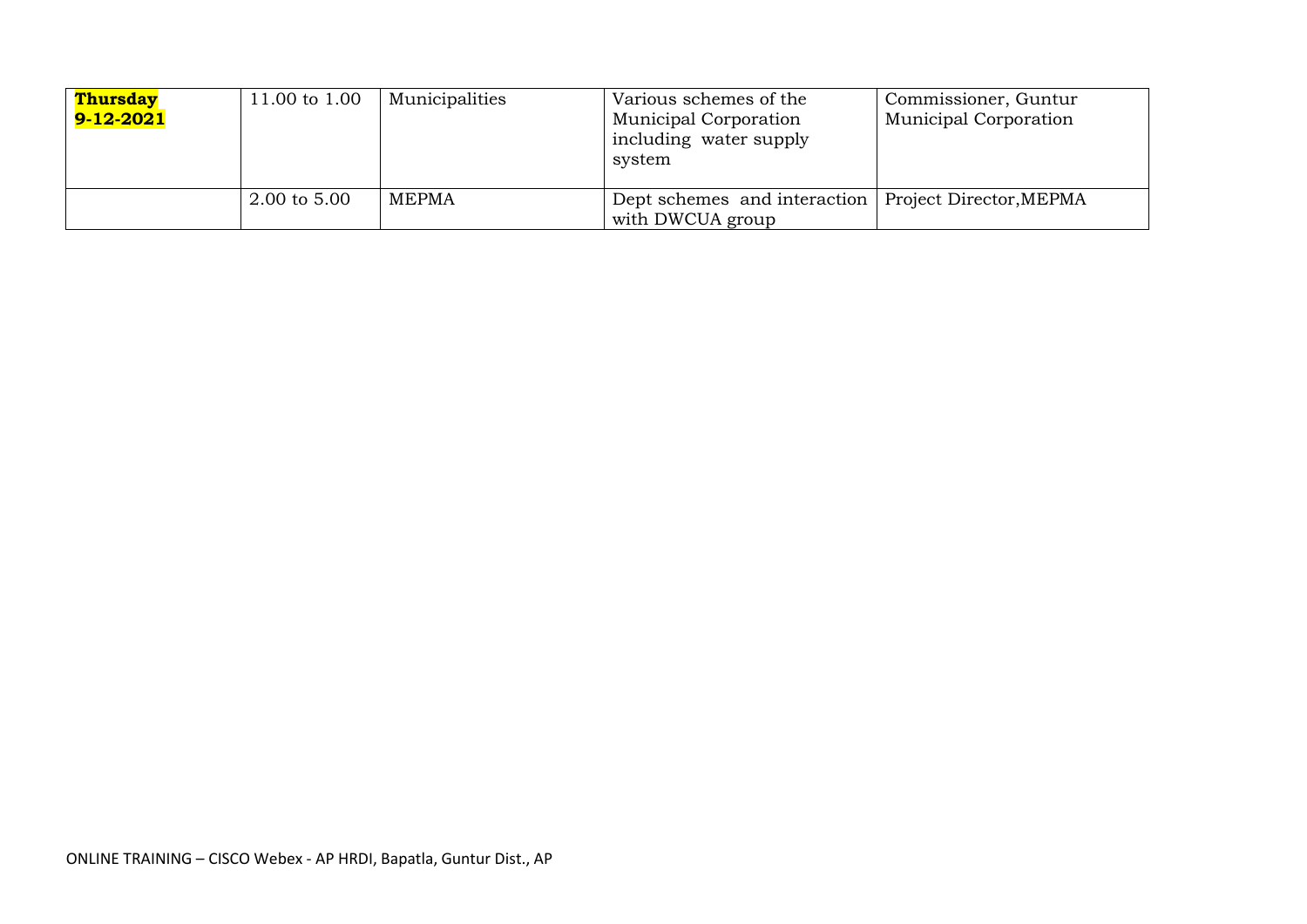| | | | | |
|---|---|---|---|---|
| **Thursday 9-12-2021** | 11.00 to 1.00 | Municipalities | Various schemes of the Municipal Corporation including water supply system | Commissioner, Guntur Municipal Corporation |
| | 2.00 to 5.00 | MEPMA | Dept schemes and interaction with DWCUA group | Project Director,MEPMA |